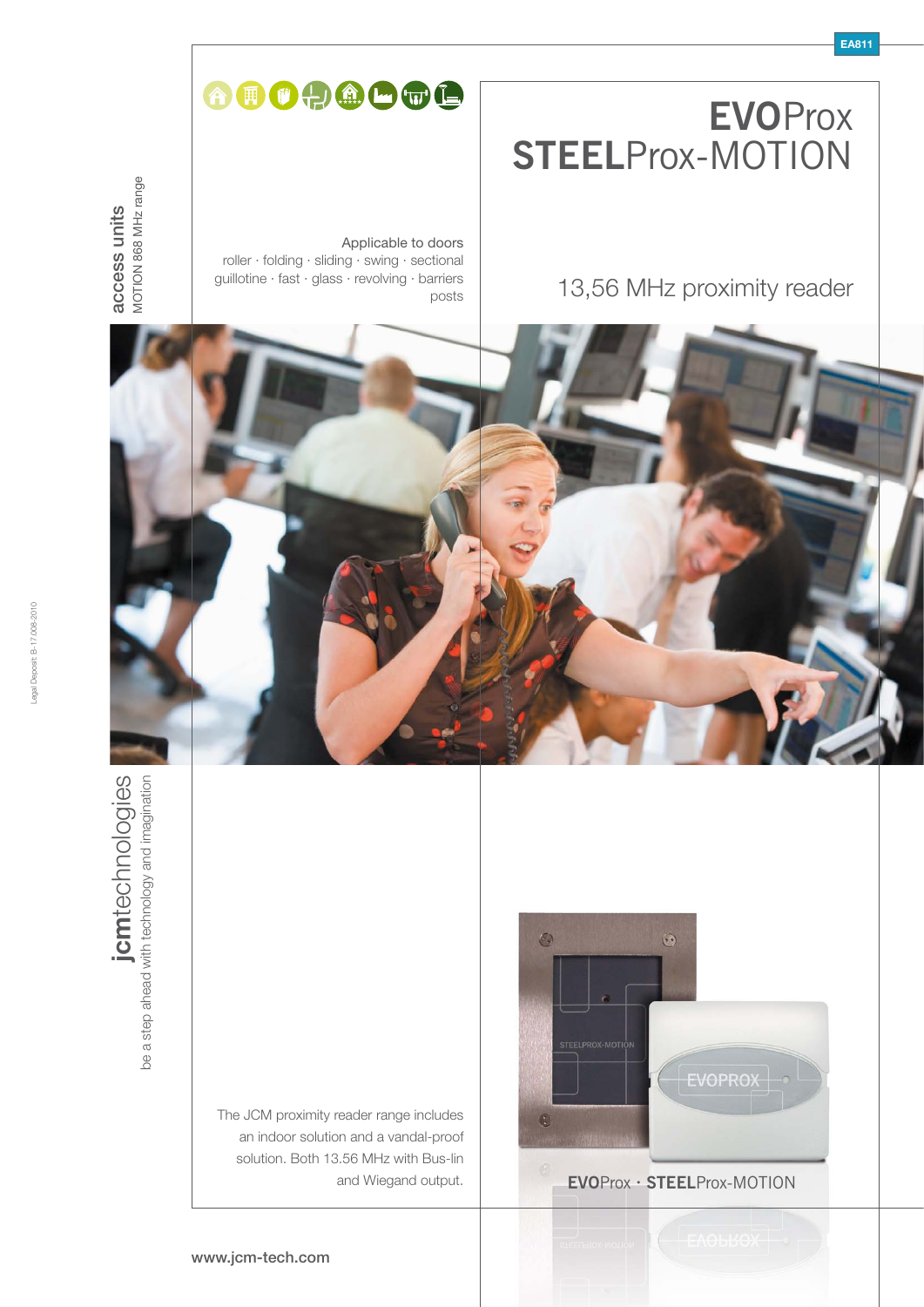EA811

access units
MOTION 868 MHz range

# EVOProx STEELProx-MOTION

Applicable to doors
roller · folding · sliding · swing · sectional
guillotine · fast · glass · revolving · barriers
posts

## 13,56 MHz proximity reader

jcmtechnologies
be a step ahead with technology and imagination

The JCM proximity reader range includes an indoor solution and a vandal-proof solution. Both 13.56 MHz with Bus-lin and Wiegand output.

EVOProx · STEELProx-MOTION

Legal Deposit: B-17.008-2010

www.jcm-tech.com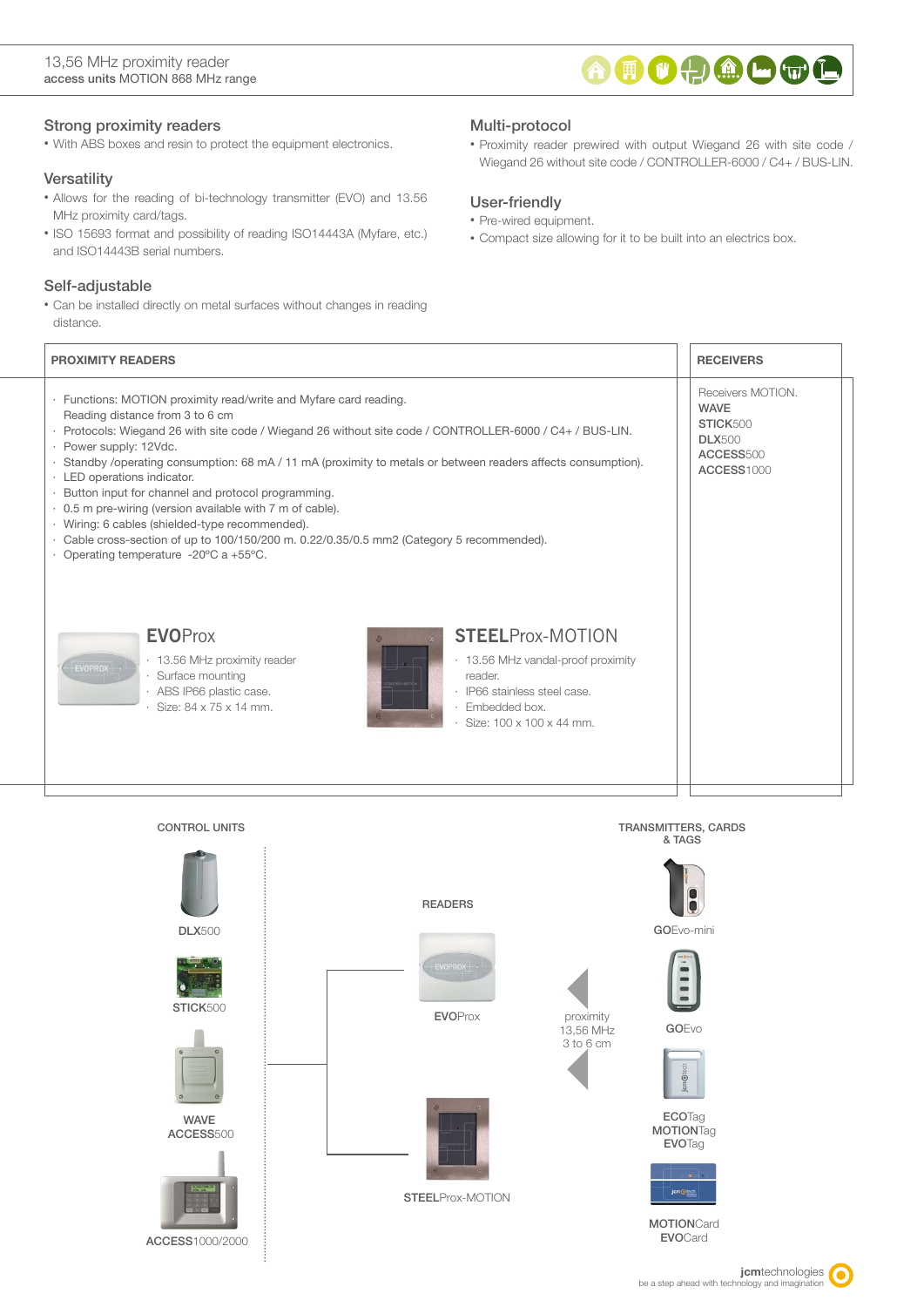13,56 MHz proximity reader
access units MOTION 868 MHz range

## Strong proximity readers

- With ABS boxes and resin to protect the equipment electronics.

## Versatility

- Allows for the reading of bi-technology transmitter (EVO) and 13.56 MHz proximity card/tags.
- ISO 15693 format and possibility of reading ISO14443A (Myfare, etc.) and ISO14443B serial numbers.

## Self-adjustable

- Can be installed directly on metal surfaces without changes in reading distance.

## Multi-protocol

- Proximity reader prewired with output Wiegand 26 with site code / Wiegand 26 without site code / CONTROLLER-6000 / C4+ / BUS-LIN.

## User-friendly

- Pre-wired equipment.
- Compact size allowing for it to be built into an electrics box.

| PROXIMITY READERS | RECEIVERS |
|---|---|
| · Functions: MOTION proximity read/write and Myfare card reading. Reading distance from 3 to 6 cm<br>· Protocols: Wiegand 26 with site code / Wiegand 26 without site code / CONTROLLER-6000 / C4+ / BUS-LIN.<br>· Power supply: 12Vdc.<br>· Standby /operating consumption: 68 mA / 11 mA (proximity to metals or between readers affects consumption).<br>· LED operations indicator.<br>· Button input for channel and protocol programming.<br>· 0.5 m pre-wiring (version available with 7 m of cable).<br>· Wiring: 6 cables (shielded-type recommended).<br>· Cable cross-section of up to 100/150/200 m. 0.22/0.35/0.5 mm2 (Category 5 recommended).<br>· Operating temperature -20ºC a +55ºC. | Receivers MOTION.<br>**WAVE**<br>**STICK**500<br>**DLX**500<br>**ACCESS**500<br>**ACCESS**1000 |

### **EVO**Prox

- 13.56 MHz proximity reader
- Surface mounting
- ABS IP66 plastic case.
- Size: 84 x 75 x 14 mm.

### **STEEL**Prox-MOTION

- 13.56 MHz vandal-proof proximity reader.
- IP66 stainless steel case.
- Embedded box.
- Size: 100 x 100 x 44 mm.

CONTROL UNITS

**DLX**500

**STICK**500

**WAVE**
**ACCESS**500

**ACCESS**1000/2000

READERS

**EVO**Prox

**STEEL**Prox-MOTION

proximity
13,56 MHz
3 to 6 cm

TRANSMITTERS, CARDS & TAGS

**GO**Evo-mini

**GO**Evo

**ECO**Tag
**MOTION**Tag
**EVO**Tag

**MOTION**Card
**EVO**Card

**jcm**technologies
be a step ahead with technology and imagination